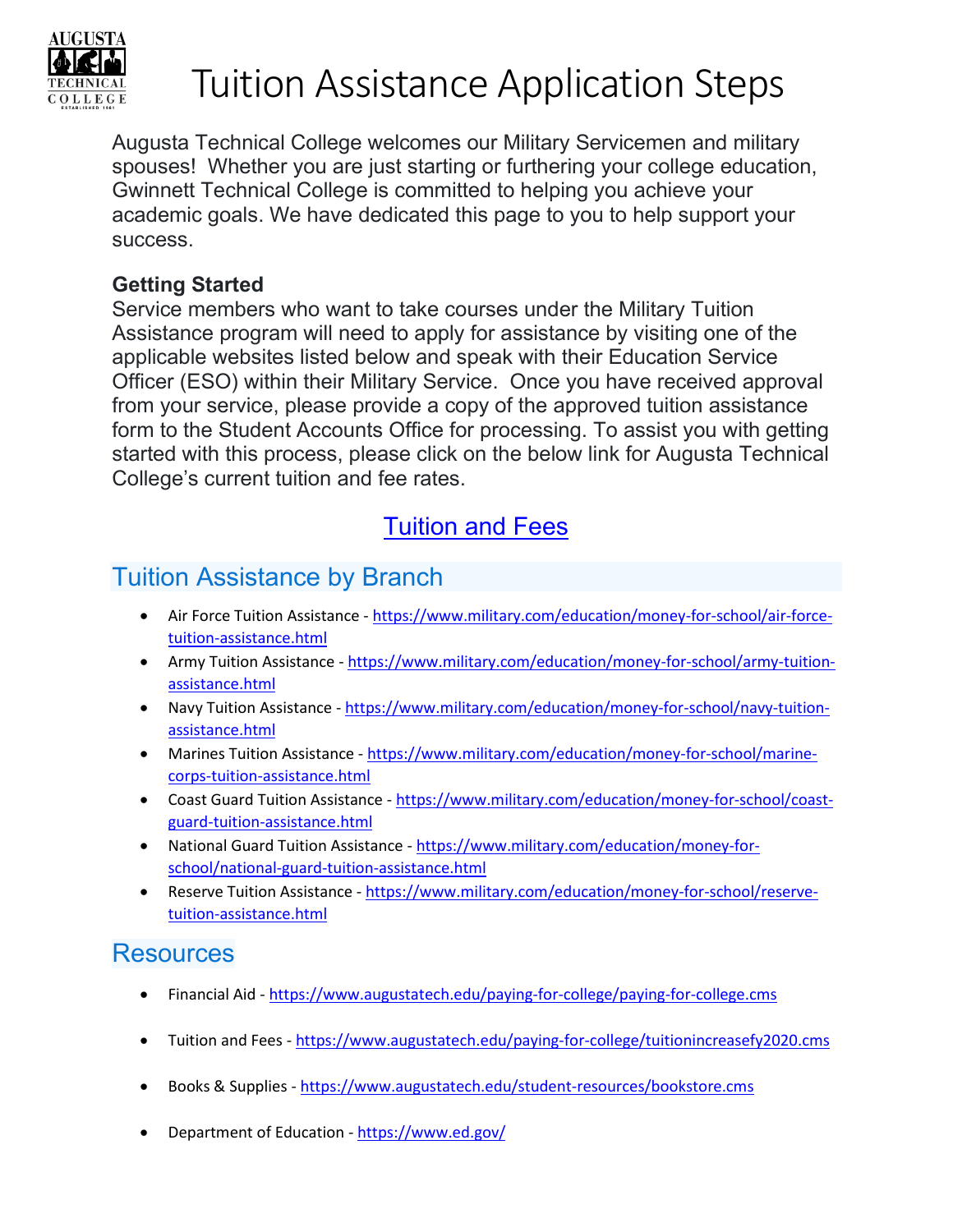# Tuition Assistance Application Steps

Augusta Technical College welcomes our Military Servicemen and military spouses! Whether you are just starting or furthering your college education, Gwinnett Technical College is committed to helping you achieve your academic goals. We have dedicated this page to you to help support your success.

**Getting Started**

Service members who want to take courses under the Military Tuition Assistance program will need to apply for assistance by visiting one of the applicable websites listed below and speak with their Education Service Officer (ESO) within their Military Service. Once you have received approval from your service, please provide a copy of the approved tuition assistance form to the Student Accounts Office for processing. To assist you with getting started with this process, please click on the below link for Augusta Technical College's current tuition and fee rates.

Tuition and Fees

## Tuition Assistance by Branch

- Air Force Tuition Assistance - https://www.military.com/education/money-for-school/air-force-tuition-assistance.html
- Army Tuition Assistance - https://www.military.com/education/money-for-school/army-tuition-assistance.html
- Navy Tuition Assistance - https://www.military.com/education/money-for-school/navy-tuition-assistance.html
- Marines Tuition Assistance - https://www.military.com/education/money-for-school/marine-corps-tuition-assistance.html
- Coast Guard Tuition Assistance - https://www.military.com/education/money-for-school/coast-guard-tuition-assistance.html
- National Guard Tuition Assistance - https://www.military.com/education/money-for-school/national-guard-tuition-assistance.html
- Reserve Tuition Assistance - https://www.military.com/education/money-for-school/reserve-tuition-assistance.html

## Resources

- Financial Aid - https://www.augustatech.edu/paying-for-college/paying-for-college.cms
- Tuition and Fees - https://www.augustatech.edu/paying-for-college/tuitionincreasefy2020.cms
- Books & Supplies - https://www.augustatech.edu/student-resources/bookstore.cms
- Department of Education - https://www.ed.gov/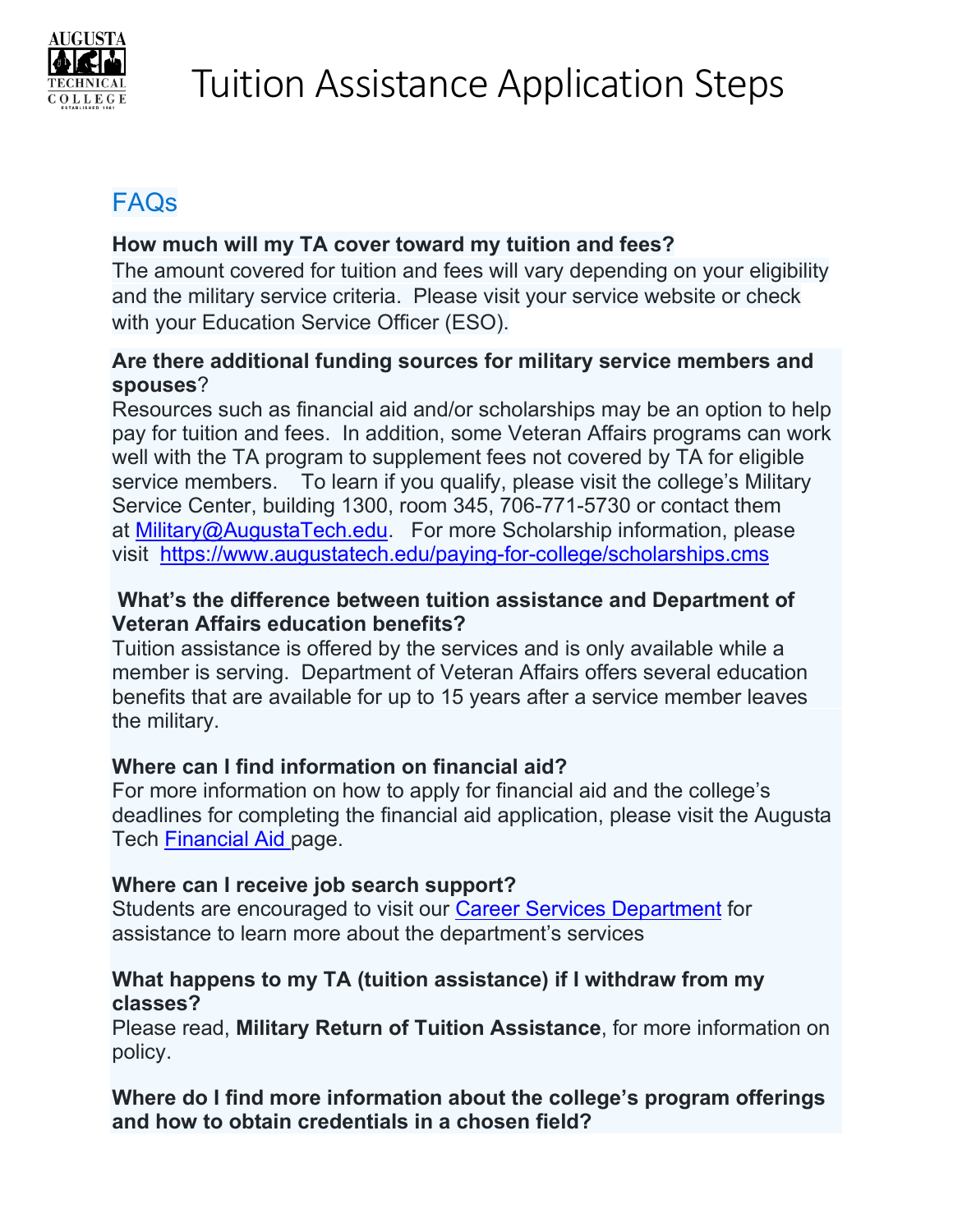# Tuition Assistance Application Steps

## FAQs

**How much will my TA cover toward my tuition and fees?**
The amount covered for tuition and fees will vary depending on your eligibility and the military service criteria. Please visit your service website or check with your Education Service Officer (ESO).

**Are there additional funding sources for military service members and spouses**?
Resources such as financial aid and/or scholarships may be an option to help pay for tuition and fees. In addition, some Veteran Affairs programs can work well with the TA program to supplement fees not covered by TA for eligible service members. To learn if you qualify, please visit the college's Military Service Center, building 1300, room 345, 706-771-5730 or contact them at [Military@AugustaTech.edu](mailto:Military@AugustaTech.edu). For more Scholarship information, please visit [https://www.augustatech.edu/paying-for-college/scholarships.cms](https://www.augustatech.edu/paying-for-college/scholarships.cms)

**What's the difference between tuition assistance and Department of Veteran Affairs education benefits?**
Tuition assistance is offered by the services and is only available while a member is serving. Department of Veteran Affairs offers several education benefits that are available for up to 15 years after a service member leaves the military.

**Where can I find information on financial aid?**
For more information on how to apply for financial aid and the college's deadlines for completing the financial aid application, please visit the Augusta Tech Financial Aid page.

**Where can I receive job search support?**
Students are encouraged to visit our Career Services Department for assistance to learn more about the department's services

**What happens to my TA (tuition assistance) if I withdraw from my classes?**
Please read, **Military Return of Tuition Assistance**, for more information on policy.

**Where do I find more information about the college's program offerings and how to obtain credentials in a chosen field?**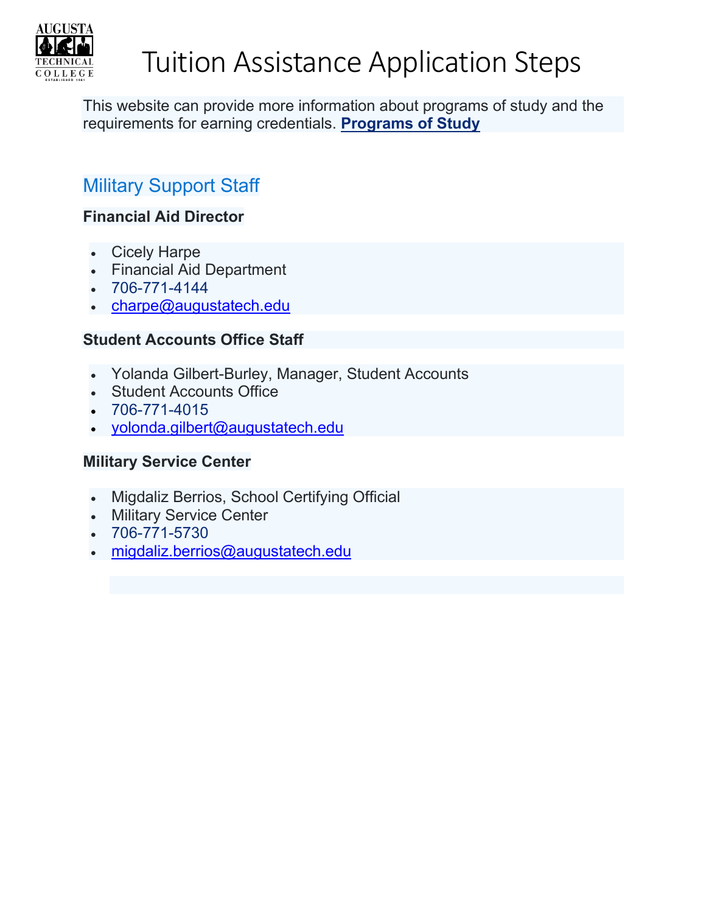# Tuition Assistance Application Steps

This website can provide more information about programs of study and the requirements for earning credentials. **Programs of Study**

## Military Support Staff

### Financial Aid Director

- Cicely Harpe
- Financial Aid Department
- 706-771-4144
- charpe@augustatech.edu

### Student Accounts Office Staff

- Yolanda Gilbert-Burley, Manager, Student Accounts
- Student Accounts Office
- 706-771-4015
- yolanda.gilbert@augustatech.edu

### Military Service Center

- Migdaliz Berrios, School Certifying Official
- Military Service Center
- 706-771-5730
- migdaliz.berrios@augustatech.edu